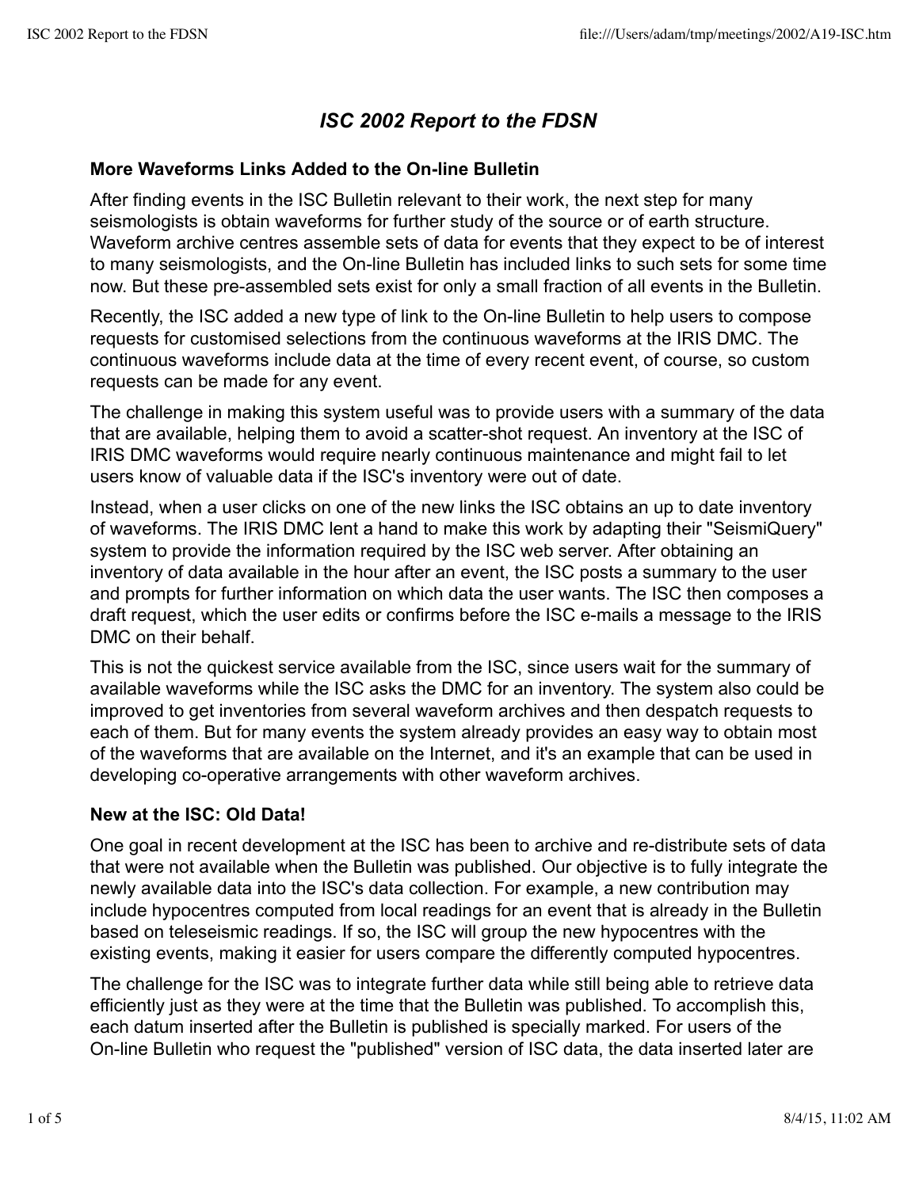# *ISC 2002 Report to the FDSN*

### More Waveforms Links Added to the On-line Bulletin

After finding events in the ISC Bulletin relevant to their work, the next step for many seismologists is obtain waveforms for further study of the source or of earth structure. Waveform archive centres assemble sets of data for events that they expect to be of interest to many seismologists, and the On-line Bulletin has included links to such sets for some time now. But these pre-assembled sets exist for only a small fraction of all events in the Bulletin.

Recently, the ISC added a new type of link to the On-line Bulletin to help users to compose requests for customised selections from the continuous waveforms at the IRIS DMC. The continuous waveforms include data at the time of every recent event, of course, so custom requests can be made for any event.

The challenge in making this system useful was to provide users with a summary of the data that are available, helping them to avoid a scatter-shot request. An inventory at the ISC of IRIS DMC waveforms would require nearly continuous maintenance and might fail to let users know of valuable data if the ISC's inventory were out of date.

Instead, when a user clicks on one of the new links the ISC obtains an up to date inventory of waveforms. The IRIS DMC lent a hand to make this work by adapting their "SeismiQuery" system to provide the information required by the ISC web server. After obtaining an inventory of data available in the hour after an event, the ISC posts a summary to the user and prompts for further information on which data the user wants. The ISC then composes a draft request, which the user edits or confirms before the ISC e-mails a message to the IRIS DMC on their behalf.

This is not the quickest service available from the ISC, since users wait for the summary of available waveforms while the ISC asks the DMC for an inventory. The system also could be improved to get inventories from several waveform archives and then despatch requests to each of them. But for many events the system already provides an easy way to obtain most of the waveforms that are available on the Internet, and it's an example that can be used in developing co-operative arrangements with other waveform archives.

### New at the ISC: Old Data!

One goal in recent development at the ISC has been to archive and re-distribute sets of data that were not available when the Bulletin was published. Our objective is to fully integrate the newly available data into the ISC's data collection. For example, a new contribution may include hypocentres computed from local readings for an event that is already in the Bulletin based on teleseismic readings. If so, the ISC will group the new hypocentres with the existing events, making it easier for users compare the differently computed hypocentres.

The challenge for the ISC was to integrate further data while still being able to retrieve data efficiently just as they were at the time that the Bulletin was published. To accomplish this, each datum inserted after the Bulletin is published is specially marked. For users of the On-line Bulletin who request the "published" version of ISC data, the data inserted later are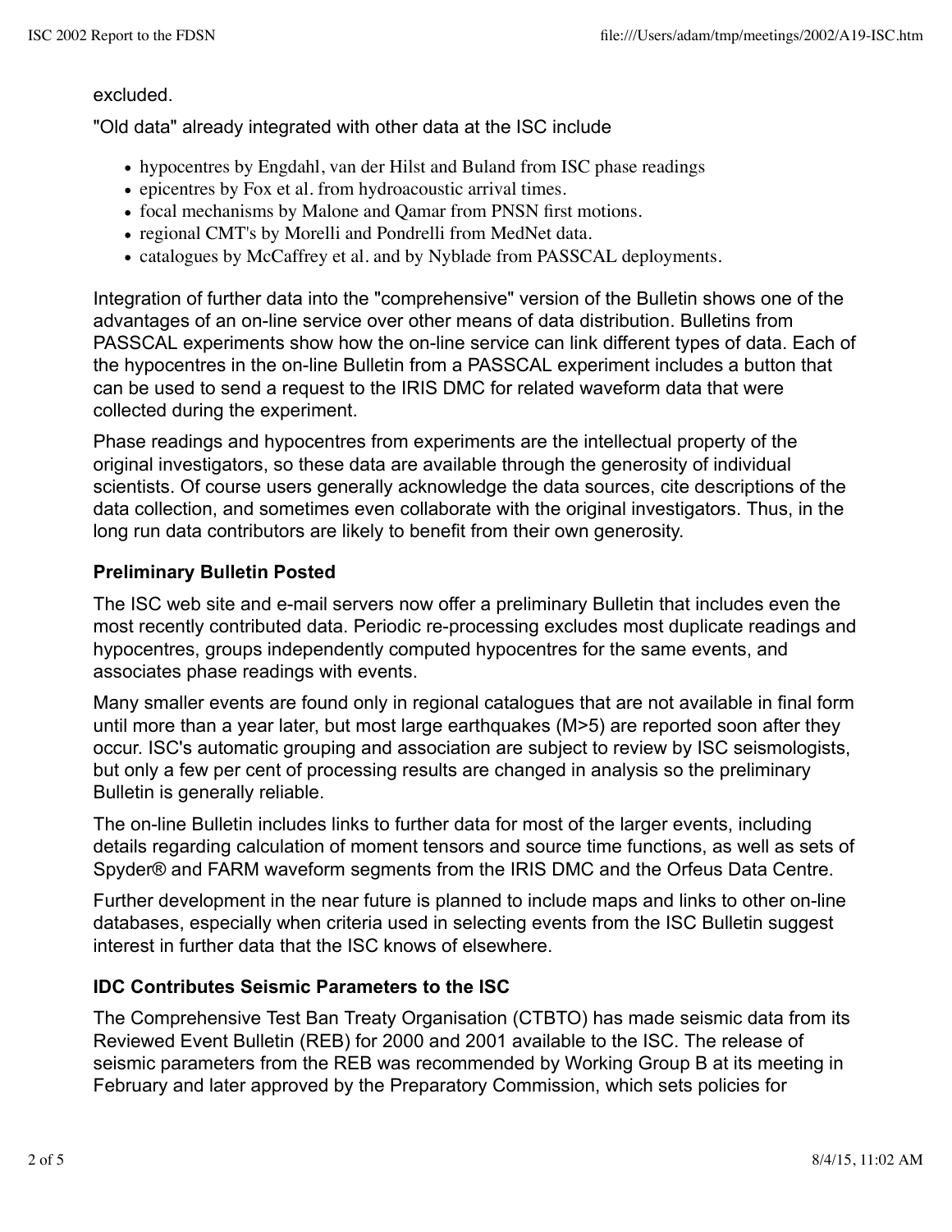excluded.

"Old data" already integrated with other data at the ISC include

- hypocentres by Engdahl, van der Hilst and Buland from ISC phase readings
- epicentres by Fox et al. from hydroacoustic arrival times.
- focal mechanisms by Malone and Qamar from PNSN first motions.
- regional CMT's by Morelli and Pondrelli from MedNet data.
- catalogues by McCaffrey et al. and by Nyblade from PASSCAL deployments.

Integration of further data into the "comprehensive" version of the Bulletin shows one of the advantages of an on-line service over other means of data distribution. Bulletins from PASSCAL experiments show how the on-line service can link different types of data. Each of the hypocentres in the on-line Bulletin from a PASSCAL experiment includes a button that can be used to send a request to the IRIS DMC for related waveform data that were collected during the experiment.

Phase readings and hypocentres from experiments are the intellectual property of the original investigators, so these data are available through the generosity of individual scientists. Of course users generally acknowledge the data sources, cite descriptions of the data collection, and sometimes even collaborate with the original investigators. Thus, in the long run data contributors are likely to benefit from their own generosity.

### Preliminary Bulletin Posted

The ISC web site and e-mail servers now offer a preliminary Bulletin that includes even the most recently contributed data. Periodic re-processing excludes most duplicate readings and hypocentres, groups independently computed hypocentres for the same events, and associates phase readings with events.

Many smaller events are found only in regional catalogues that are not available in final form until more than a year later, but most large earthquakes (M>5) are reported soon after they occur. ISC's automatic grouping and association are subject to review by ISC seismologists, but only a few per cent of processing results are changed in analysis so the preliminary Bulletin is generally reliable.

The on-line Bulletin includes links to further data for most of the larger events, including details regarding calculation of moment tensors and source time functions, as well as sets of Spyder® and FARM waveform segments from the IRIS DMC and the Orfeus Data Centre.

Further development in the near future is planned to include maps and links to other on-line databases, especially when criteria used in selecting events from the ISC Bulletin suggest interest in further data that the ISC knows of elsewhere.

### IDC Contributes Seismic Parameters to the ISC

The Comprehensive Test Ban Treaty Organisation (CTBTO) has made seismic data from its Reviewed Event Bulletin (REB) for 2000 and 2001 available to the ISC. The release of seismic parameters from the REB was recommended by Working Group B at its meeting in February and later approved by the Preparatory Commission, which sets policies for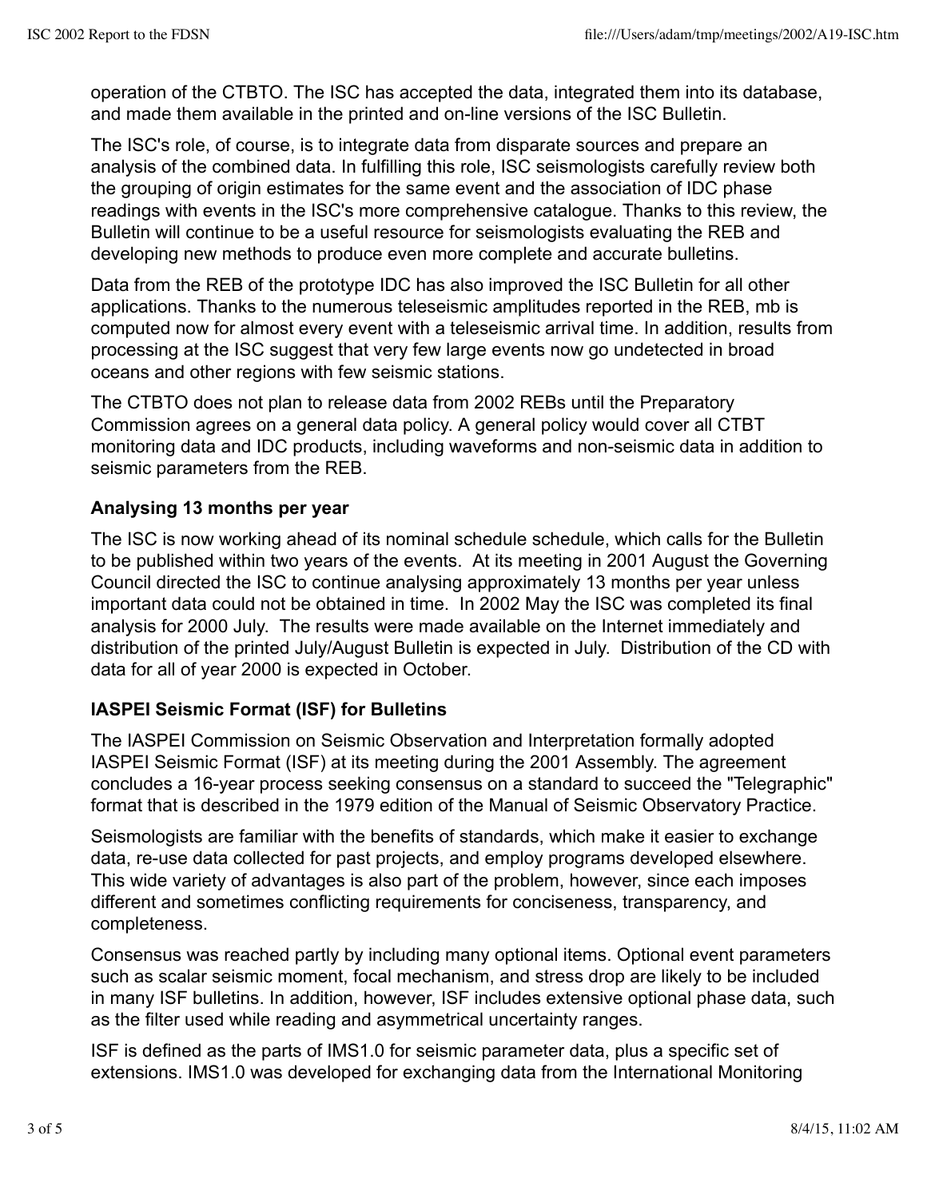operation of the CTBTO. The ISC has accepted the data, integrated them into its database, and made them available in the printed and on-line versions of the ISC Bulletin.

The ISC's role, of course, is to integrate data from disparate sources and prepare an analysis of the combined data. In fulfilling this role, ISC seismologists carefully review both the grouping of origin estimates for the same event and the association of IDC phase readings with events in the ISC's more comprehensive catalogue. Thanks to this review, the Bulletin will continue to be a useful resource for seismologists evaluating the REB and developing new methods to produce even more complete and accurate bulletins.

Data from the REB of the prototype IDC has also improved the ISC Bulletin for all other applications. Thanks to the numerous teleseismic amplitudes reported in the REB, mb is computed now for almost every event with a teleseismic arrival time. In addition, results from processing at the ISC suggest that very few large events now go undetected in broad oceans and other regions with few seismic stations.

The CTBTO does not plan to release data from 2002 REBs until the Preparatory Commission agrees on a general data policy. A general policy would cover all CTBT monitoring data and IDC products, including waveforms and non-seismic data in addition to seismic parameters from the REB.

### Analysing 13 months per year

The ISC is now working ahead of its nominal schedule schedule, which calls for the Bulletin to be published within two years of the events. At its meeting in 2001 August the Governing Council directed the ISC to continue analysing approximately 13 months per year unless important data could not be obtained in time. In 2002 May the ISC was completed its final analysis for 2000 July. The results were made available on the Internet immediately and distribution of the printed July/August Bulletin is expected in July. Distribution of the CD with data for all of year 2000 is expected in October.

### IASPEI Seismic Format (ISF) for Bulletins

The IASPEI Commission on Seismic Observation and Interpretation formally adopted IASPEI Seismic Format (ISF) at its meeting during the 2001 Assembly. The agreement concludes a 16-year process seeking consensus on a standard to succeed the "Telegraphic" format that is described in the 1979 edition of the Manual of Seismic Observatory Practice.

Seismologists are familiar with the benefits of standards, which make it easier to exchange data, re-use data collected for past projects, and employ programs developed elsewhere. This wide variety of advantages is also part of the problem, however, since each imposes different and sometimes conflicting requirements for conciseness, transparency, and completeness.

Consensus was reached partly by including many optional items. Optional event parameters such as scalar seismic moment, focal mechanism, and stress drop are likely to be included in many ISF bulletins. In addition, however, ISF includes extensive optional phase data, such as the filter used while reading and asymmetrical uncertainty ranges.

ISF is defined as the parts of IMS1.0 for seismic parameter data, plus a specific set of extensions. IMS1.0 was developed for exchanging data from the International Monitoring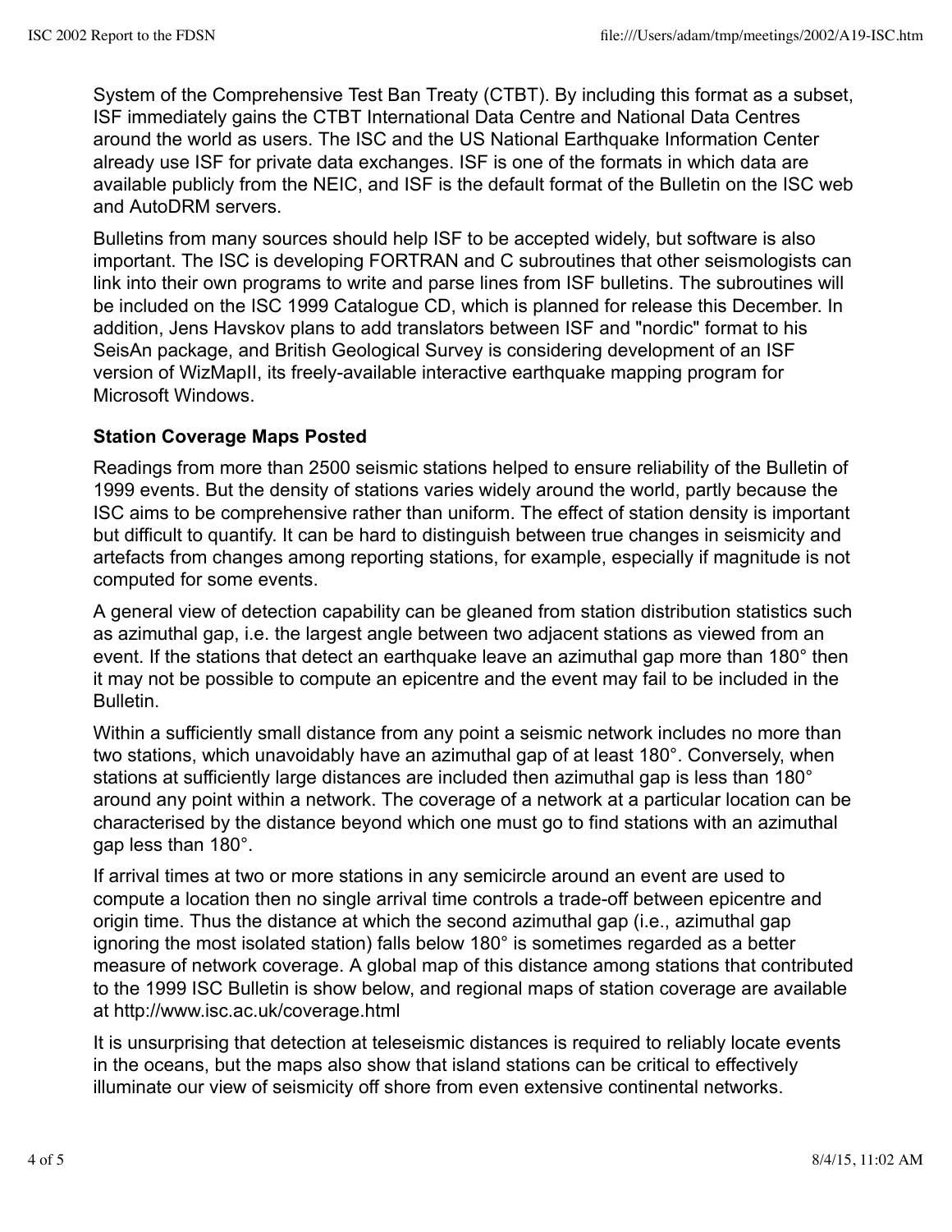System of the Comprehensive Test Ban Treaty (CTBT). By including this format as a subset, ISF immediately gains the CTBT International Data Centre and National Data Centres around the world as users. The ISC and the US National Earthquake Information Center already use ISF for private data exchanges. ISF is one of the formats in which data are available publicly from the NEIC, and ISF is the default format of the Bulletin on the ISC web and AutoDRM servers.

Bulletins from many sources should help ISF to be accepted widely, but software is also important. The ISC is developing FORTRAN and C subroutines that other seismologists can link into their own programs to write and parse lines from ISF bulletins. The subroutines will be included on the ISC 1999 Catalogue CD, which is planned for release this December. In addition, Jens Havskov plans to add translators between ISF and "nordic" format to his SeisAn package, and British Geological Survey is considering development of an ISF version of WizMapII, its freely-available interactive earthquake mapping program for Microsoft Windows.

### Station Coverage Maps Posted

Readings from more than 2500 seismic stations helped to ensure reliability of the Bulletin of 1999 events. But the density of stations varies widely around the world, partly because the ISC aims to be comprehensive rather than uniform. The effect of station density is important but difficult to quantify. It can be hard to distinguish between true changes in seismicity and artefacts from changes among reporting stations, for example, especially if magnitude is not computed for some events.

A general view of detection capability can be gleaned from station distribution statistics such as azimuthal gap, i.e. the largest angle between two adjacent stations as viewed from an event. If the stations that detect an earthquake leave an azimuthal gap more than 180° then it may not be possible to compute an epicentre and the event may fail to be included in the Bulletin.

Within a sufficiently small distance from any point a seismic network includes no more than two stations, which unavoidably have an azimuthal gap of at least 180°. Conversely, when stations at sufficiently large distances are included then azimuthal gap is less than 180° around any point within a network. The coverage of a network at a particular location can be characterised by the distance beyond which one must go to find stations with an azimuthal gap less than 180°.

If arrival times at two or more stations in any semicircle around an event are used to compute a location then no single arrival time controls a trade-off between epicentre and origin time. Thus the distance at which the second azimuthal gap (i.e., azimuthal gap ignoring the most isolated station) falls below 180° is sometimes regarded as a better measure of network coverage. A global map of this distance among stations that contributed to the 1999 ISC Bulletin is show below, and regional maps of station coverage are available at http://www.isc.ac.uk/coverage.html

It is unsurprising that detection at teleseismic distances is required to reliably locate events in the oceans, but the maps also show that island stations can be critical to effectively illuminate our view of seismicity off shore from even extensive continental networks.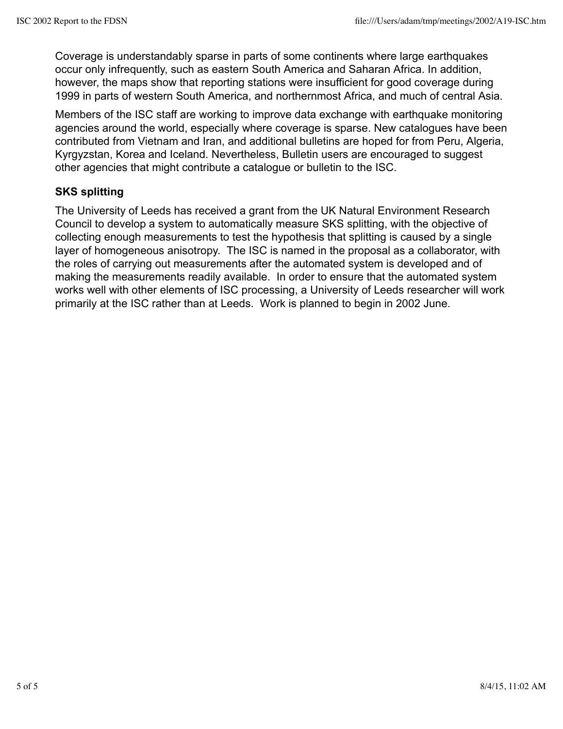Coverage is understandably sparse in parts of some continents where large earthquakes occur only infrequently, such as eastern South America and Saharan Africa. In addition, however, the maps show that reporting stations were insufficient for good coverage during 1999 in parts of western South America, and northernmost Africa, and much of central Asia.

Members of the ISC staff are working to improve data exchange with earthquake monitoring agencies around the world, especially where coverage is sparse. New catalogues have been contributed from Vietnam and Iran, and additional bulletins are hoped for from Peru, Algeria, Kyrgyzstan, Korea and Iceland. Nevertheless, Bulletin users are encouraged to suggest other agencies that might contribute a catalogue or bulletin to the ISC.

### SKS splitting

The University of Leeds has received a grant from the UK Natural Environment Research Council to develop a system to automatically measure SKS splitting, with the objective of collecting enough measurements to test the hypothesis that splitting is caused by a single layer of homogeneous anisotropy. The ISC is named in the proposal as a collaborator, with the roles of carrying out measurements after the automated system is developed and of making the measurements readily available. In order to ensure that the automated system works well with other elements of ISC processing, a University of Leeds researcher will work primarily at the ISC rather than at Leeds. Work is planned to begin in 2002 June.